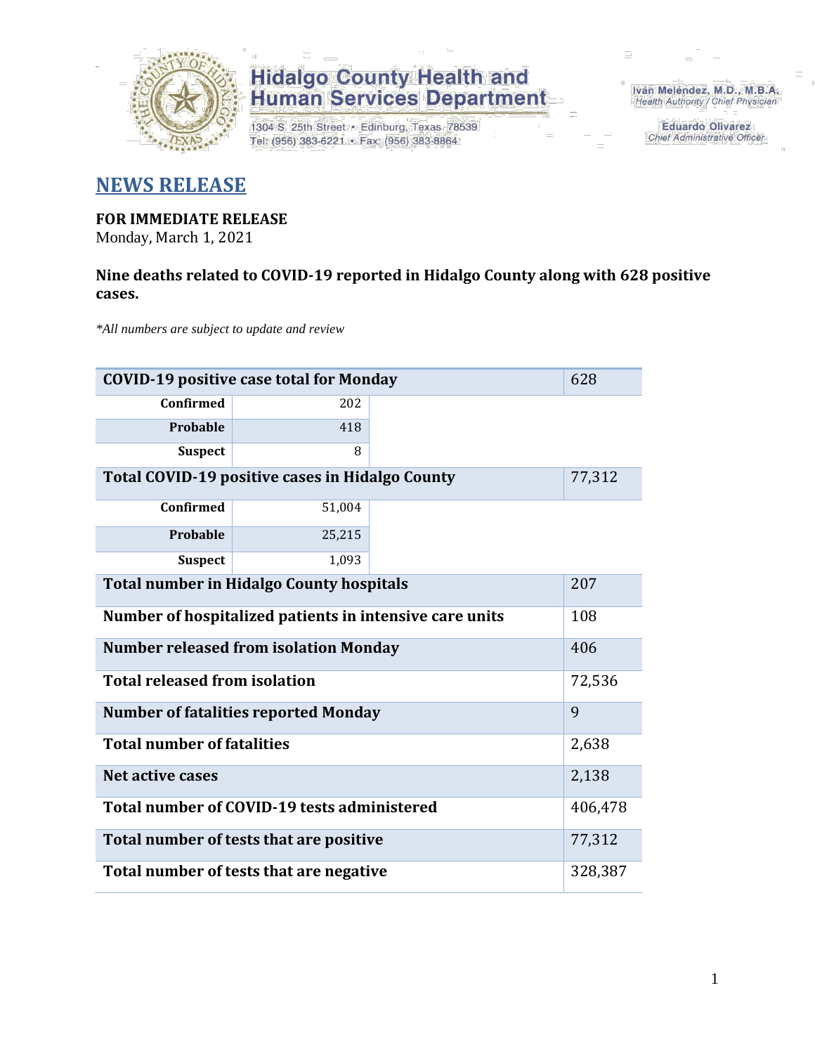**Hidalgo County Health and Human Services Department**

1304 S. 25th Street • Edinburg, Texas 78539
Tel: (956) 383-6221 • Fax: (956) 383-8864

Iván Meléndez, M.D., M.B.A.
*Health Authority / Chief Physician*

Eduardo Olivarez
*Chief Administrative Officer*

# NEWS RELEASE

**FOR IMMEDIATE RELEASE**
Monday, March 1, 2021

**Nine deaths related to COVID-19 reported in Hidalgo County along with 628 positive cases.**

*\*All numbers are subject to update and review*

| | | |
|---|---|---|
| **COVID-19 positive case total for Monday** | | 628 |
| **Confirmed** | 202 | |
| **Probable** | 418 | |
| **Suspect** | 8 | |
| **Total COVID-19 positive cases in Hidalgo County** | | 77,312 |
| **Confirmed** | 51,004 | |
| **Probable** | 25,215 | |
| **Suspect** | 1,093 | |
| **Total number in Hidalgo County hospitals** | | 207 |
| **Number of hospitalized patients in intensive care units** | | 108 |
| **Number released from isolation Monday** | | 406 |
| **Total released from isolation** | | 72,536 |
| **Number of fatalities reported Monday** | | 9 |
| **Total number of fatalities** | | 2,638 |
| **Net active cases** | | 2,138 |
| **Total number of COVID-19 tests administered** | | 406,478 |
| **Total number of tests that are positive** | | 77,312 |
| **Total number of tests that are negative** | | 328,387 |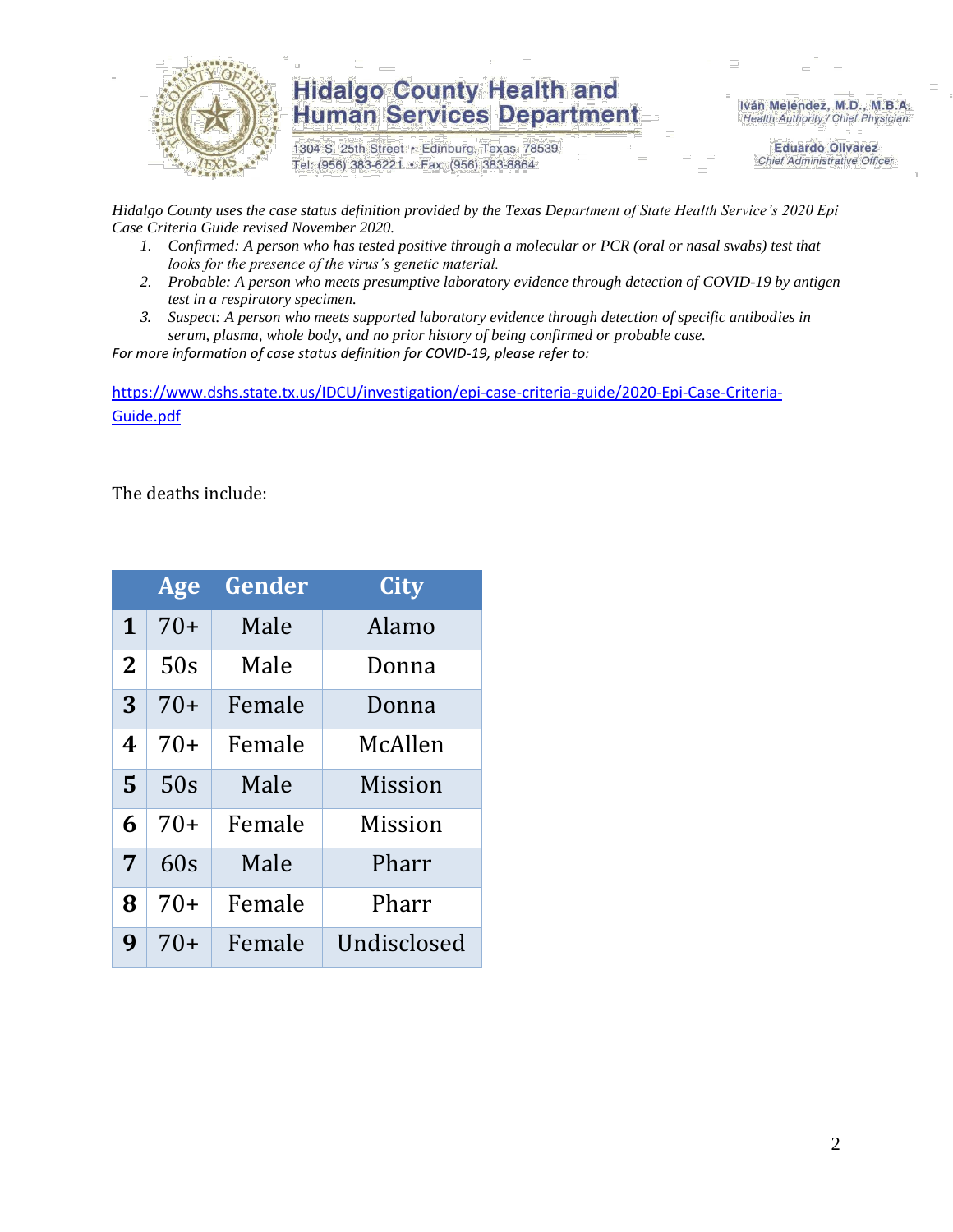# Hidalgo County Health and Human Services Department

1304 S. 25th Street • Edinburg, Texas 78539
Tel: (956) 383-6221 • Fax: (956) 383-8864

Iván Meléndez, M.D., M.B.A.
*Health Authority / Chief Physician*

Eduardo Olivarez
*Chief Administrative Officer*

*Hidalgo County uses the case status definition provided by the Texas Department of State Health Service's 2020 Epi Case Criteria Guide revised November 2020.*

1. *Confirmed: A person who has tested positive through a molecular or PCR (oral or nasal swabs) test that looks for the presence of the virus's genetic material.*
2. *Probable: A person who meets presumptive laboratory evidence through detection of COVID-19 by antigen test in a respiratory specimen.*
3. *Suspect: A person who meets supported laboratory evidence through detection of specific antibodies in serum, plasma, whole body, and no prior history of being confirmed or probable case.*

*For more information of case status definition for COVID-19, please refer to:*

https://www.dshs.state.tx.us/IDCU/investigation/epi-case-criteria-guide/2020-Epi-Case-Criteria-Guide.pdf

The deaths include:

| | Age | Gender | City |
|---|---|---|---|
| **1** | 70+ | Male | Alamo |
| **2** | 50s | Male | Donna |
| **3** | 70+ | Female | Donna |
| **4** | 70+ | Female | McAllen |
| **5** | 50s | Male | Mission |
| **6** | 70+ | Female | Mission |
| **7** | 60s | Male | Pharr |
| **8** | 70+ | Female | Pharr |
| **9** | 70+ | Female | Undisclosed |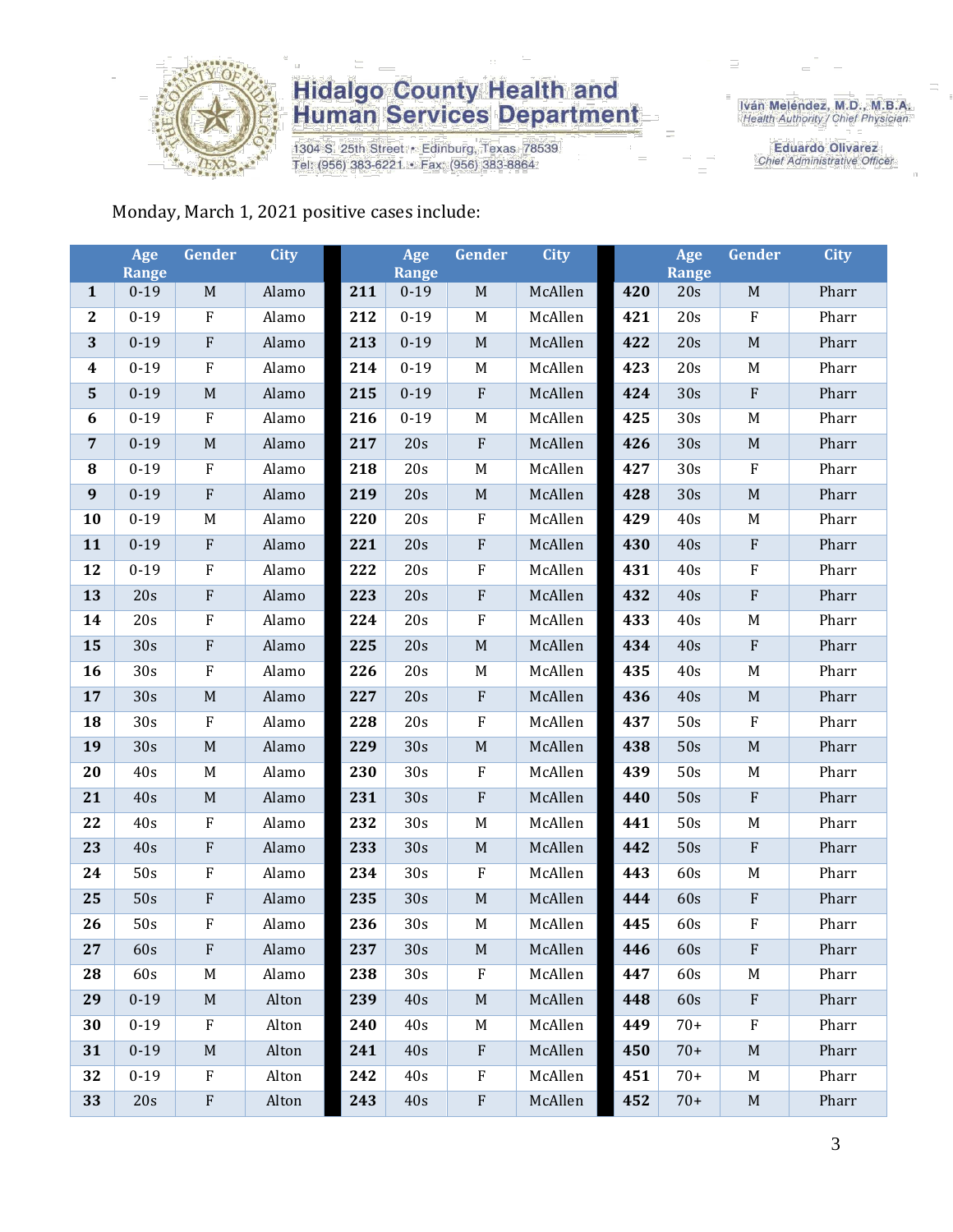Hidalgo County Health and Human Services Department

1304 S. 25th Street • Edinburg, Texas 78539
Tel: (956) 383-6221 • Fax: (956) 383-8864

Iván Meléndez, M.D., M.B.A.
Health Authority / Chief Physician

Eduardo Olivarez
Chief Administrative Officer

Monday, March 1, 2021 positive cases include:

| | Age Range | Gender | City | | Age Range | Gender | City | | Age Range | Gender | City |
|---|---|---|---|---|---|---|---|---|---|---|---|
| 1 | 0-19 | M | Alamo | 211 | 0-19 | M | McAllen | 420 | 20s | M | Pharr |
| 2 | 0-19 | F | Alamo | 212 | 0-19 | M | McAllen | 421 | 20s | F | Pharr |
| 3 | 0-19 | F | Alamo | 213 | 0-19 | M | McAllen | 422 | 20s | M | Pharr |
| 4 | 0-19 | F | Alamo | 214 | 0-19 | M | McAllen | 423 | 20s | M | Pharr |
| 5 | 0-19 | M | Alamo | 215 | 0-19 | F | McAllen | 424 | 30s | F | Pharr |
| 6 | 0-19 | F | Alamo | 216 | 0-19 | M | McAllen | 425 | 30s | M | Pharr |
| 7 | 0-19 | M | Alamo | 217 | 20s | F | McAllen | 426 | 30s | M | Pharr |
| 8 | 0-19 | F | Alamo | 218 | 20s | M | McAllen | 427 | 30s | F | Pharr |
| 9 | 0-19 | F | Alamo | 219 | 20s | M | McAllen | 428 | 30s | M | Pharr |
| 10 | 0-19 | M | Alamo | 220 | 20s | F | McAllen | 429 | 40s | M | Pharr |
| 11 | 0-19 | F | Alamo | 221 | 20s | F | McAllen | 430 | 40s | F | Pharr |
| 12 | 0-19 | F | Alamo | 222 | 20s | F | McAllen | 431 | 40s | F | Pharr |
| 13 | 20s | F | Alamo | 223 | 20s | F | McAllen | 432 | 40s | F | Pharr |
| 14 | 20s | F | Alamo | 224 | 20s | F | McAllen | 433 | 40s | M | Pharr |
| 15 | 30s | F | Alamo | 225 | 20s | M | McAllen | 434 | 40s | F | Pharr |
| 16 | 30s | F | Alamo | 226 | 20s | M | McAllen | 435 | 40s | M | Pharr |
| 17 | 30s | M | Alamo | 227 | 20s | F | McAllen | 436 | 40s | M | Pharr |
| 18 | 30s | F | Alamo | 228 | 20s | F | McAllen | 437 | 50s | F | Pharr |
| 19 | 30s | M | Alamo | 229 | 30s | M | McAllen | 438 | 50s | M | Pharr |
| 20 | 40s | M | Alamo | 230 | 30s | F | McAllen | 439 | 50s | M | Pharr |
| 21 | 40s | M | Alamo | 231 | 30s | F | McAllen | 440 | 50s | F | Pharr |
| 22 | 40s | F | Alamo | 232 | 30s | M | McAllen | 441 | 50s | M | Pharr |
| 23 | 40s | F | Alamo | 233 | 30s | M | McAllen | 442 | 50s | F | Pharr |
| 24 | 50s | F | Alamo | 234 | 30s | F | McAllen | 443 | 60s | M | Pharr |
| 25 | 50s | F | Alamo | 235 | 30s | M | McAllen | 444 | 60s | F | Pharr |
| 26 | 50s | F | Alamo | 236 | 30s | M | McAllen | 445 | 60s | F | Pharr |
| 27 | 60s | F | Alamo | 237 | 30s | M | McAllen | 446 | 60s | F | Pharr |
| 28 | 60s | M | Alamo | 238 | 30s | F | McAllen | 447 | 60s | M | Pharr |
| 29 | 0-19 | M | Alton | 239 | 40s | M | McAllen | 448 | 60s | F | Pharr |
| 30 | 0-19 | F | Alton | 240 | 40s | M | McAllen | 449 | 70+ | F | Pharr |
| 31 | 0-19 | M | Alton | 241 | 40s | F | McAllen | 450 | 70+ | M | Pharr |
| 32 | 0-19 | F | Alton | 242 | 40s | F | McAllen | 451 | 70+ | M | Pharr |
| 33 | 20s | F | Alton | 243 | 40s | F | McAllen | 452 | 70+ | M | Pharr |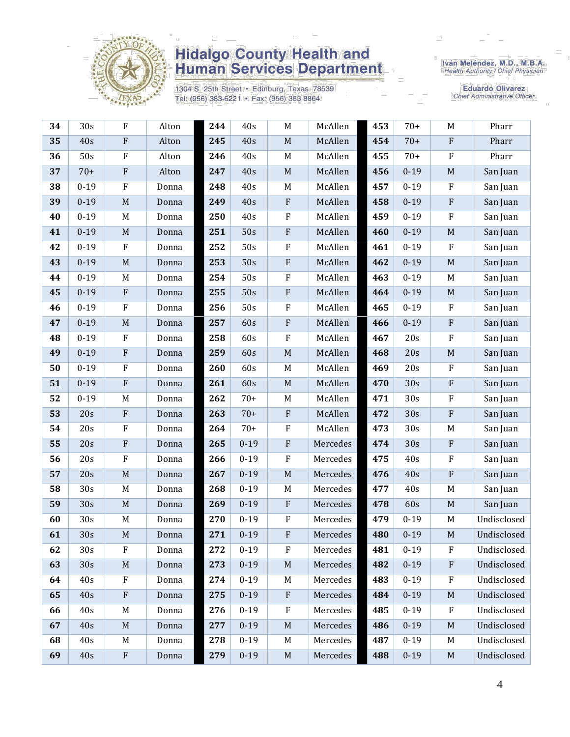| 34 | 30s | F | Alton | 244 | 40s | M | McAllen | 453 | 70+ | M | Pharr |
|---|---|---|---|---|---|---|---|---|---|---|---|
| 35 | 40s | F | Alton | 245 | 40s | M | McAllen | 454 | 70+ | F | Pharr |
| 36 | 50s | F | Alton | 246 | 40s | M | McAllen | 455 | 70+ | F | Pharr |
| 37 | 70+ | F | Alton | 247 | 40s | M | McAllen | 456 | 0-19 | M | San Juan |
| 38 | 0-19 | F | Donna | 248 | 40s | M | McAllen | 457 | 0-19 | F | San Juan |
| 39 | 0-19 | M | Donna | 249 | 40s | F | McAllen | 458 | 0-19 | F | San Juan |
| 40 | 0-19 | M | Donna | 250 | 40s | F | McAllen | 459 | 0-19 | F | San Juan |
| 41 | 0-19 | M | Donna | 251 | 50s | F | McAllen | 460 | 0-19 | M | San Juan |
| 42 | 0-19 | F | Donna | 252 | 50s | F | McAllen | 461 | 0-19 | F | San Juan |
| 43 | 0-19 | M | Donna | 253 | 50s | F | McAllen | 462 | 0-19 | M | San Juan |
| 44 | 0-19 | M | Donna | 254 | 50s | F | McAllen | 463 | 0-19 | M | San Juan |
| 45 | 0-19 | F | Donna | 255 | 50s | F | McAllen | 464 | 0-19 | M | San Juan |
| 46 | 0-19 | F | Donna | 256 | 50s | F | McAllen | 465 | 0-19 | F | San Juan |
| 47 | 0-19 | M | Donna | 257 | 60s | F | McAllen | 466 | 0-19 | F | San Juan |
| 48 | 0-19 | F | Donna | 258 | 60s | F | McAllen | 467 | 20s | F | San Juan |
| 49 | 0-19 | F | Donna | 259 | 60s | M | McAllen | 468 | 20s | M | San Juan |
| 50 | 0-19 | F | Donna | 260 | 60s | M | McAllen | 469 | 20s | F | San Juan |
| 51 | 0-19 | F | Donna | 261 | 60s | M | McAllen | 470 | 30s | F | San Juan |
| 52 | 0-19 | M | Donna | 262 | 70+ | M | McAllen | 471 | 30s | F | San Juan |
| 53 | 20s | F | Donna | 263 | 70+ | F | McAllen | 472 | 30s | F | San Juan |
| 54 | 20s | F | Donna | 264 | 70+ | F | McAllen | 473 | 30s | M | San Juan |
| 55 | 20s | F | Donna | 265 | 0-19 | F | Mercedes | 474 | 30s | F | San Juan |
| 56 | 20s | F | Donna | 266 | 0-19 | F | Mercedes | 475 | 40s | F | San Juan |
| 57 | 20s | M | Donna | 267 | 0-19 | M | Mercedes | 476 | 40s | F | San Juan |
| 58 | 30s | M | Donna | 268 | 0-19 | M | Mercedes | 477 | 40s | M | San Juan |
| 59 | 30s | M | Donna | 269 | 0-19 | F | Mercedes | 478 | 60s | M | San Juan |
| 60 | 30s | M | Donna | 270 | 0-19 | F | Mercedes | 479 | 0-19 | M | Undisclosed |
| 61 | 30s | M | Donna | 271 | 0-19 | F | Mercedes | 480 | 0-19 | M | Undisclosed |
| 62 | 30s | F | Donna | 272 | 0-19 | F | Mercedes | 481 | 0-19 | F | Undisclosed |
| 63 | 30s | M | Donna | 273 | 0-19 | M | Mercedes | 482 | 0-19 | F | Undisclosed |
| 64 | 40s | F | Donna | 274 | 0-19 | M | Mercedes | 483 | 0-19 | F | Undisclosed |
| 65 | 40s | F | Donna | 275 | 0-19 | F | Mercedes | 484 | 0-19 | M | Undisclosed |
| 66 | 40s | M | Donna | 276 | 0-19 | F | Mercedes | 485 | 0-19 | F | Undisclosed |
| 67 | 40s | M | Donna | 277 | 0-19 | M | Mercedes | 486 | 0-19 | M | Undisclosed |
| 68 | 40s | M | Donna | 278 | 0-19 | M | Mercedes | 487 | 0-19 | M | Undisclosed |
| 69 | 40s | F | Donna | 279 | 0-19 | M | Mercedes | 488 | 0-19 | M | Undisclosed |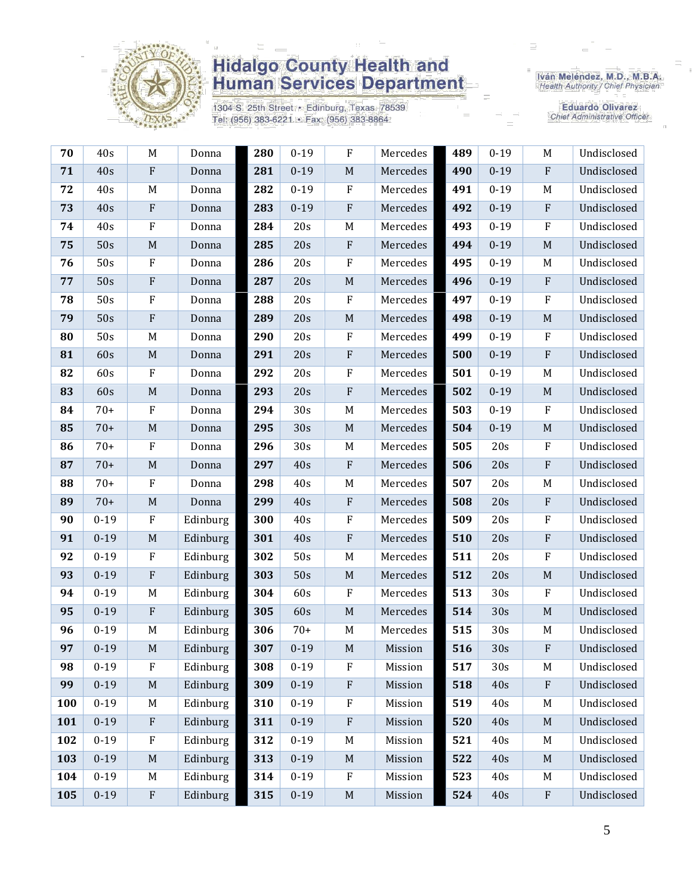| 70 | 40s | M | Donna | 280 | 0-19 | F | Mercedes | 489 | 0-19 | M | Undisclosed |
|---|---|---|---|---|---|---|---|---|---|---|---|
| 71 | 40s | F | Donna | 281 | 0-19 | M | Mercedes | 490 | 0-19 | F | Undisclosed |
| 72 | 40s | M | Donna | 282 | 0-19 | F | Mercedes | 491 | 0-19 | M | Undisclosed |
| 73 | 40s | F | Donna | 283 | 0-19 | F | Mercedes | 492 | 0-19 | F | Undisclosed |
| 74 | 40s | F | Donna | 284 | 20s | M | Mercedes | 493 | 0-19 | F | Undisclosed |
| 75 | 50s | M | Donna | 285 | 20s | F | Mercedes | 494 | 0-19 | M | Undisclosed |
| 76 | 50s | F | Donna | 286 | 20s | F | Mercedes | 495 | 0-19 | M | Undisclosed |
| 77 | 50s | F | Donna | 287 | 20s | M | Mercedes | 496 | 0-19 | F | Undisclosed |
| 78 | 50s | F | Donna | 288 | 20s | F | Mercedes | 497 | 0-19 | F | Undisclosed |
| 79 | 50s | F | Donna | 289 | 20s | M | Mercedes | 498 | 0-19 | M | Undisclosed |
| 80 | 50s | M | Donna | 290 | 20s | F | Mercedes | 499 | 0-19 | F | Undisclosed |
| 81 | 60s | M | Donna | 291 | 20s | F | Mercedes | 500 | 0-19 | F | Undisclosed |
| 82 | 60s | F | Donna | 292 | 20s | F | Mercedes | 501 | 0-19 | M | Undisclosed |
| 83 | 60s | M | Donna | 293 | 20s | F | Mercedes | 502 | 0-19 | M | Undisclosed |
| 84 | 70+ | F | Donna | 294 | 30s | M | Mercedes | 503 | 0-19 | F | Undisclosed |
| 85 | 70+ | M | Donna | 295 | 30s | M | Mercedes | 504 | 0-19 | M | Undisclosed |
| 86 | 70+ | F | Donna | 296 | 30s | M | Mercedes | 505 | 20s | F | Undisclosed |
| 87 | 70+ | M | Donna | 297 | 40s | F | Mercedes | 506 | 20s | F | Undisclosed |
| 88 | 70+ | F | Donna | 298 | 40s | M | Mercedes | 507 | 20s | M | Undisclosed |
| 89 | 70+ | M | Donna | 299 | 40s | F | Mercedes | 508 | 20s | F | Undisclosed |
| 90 | 0-19 | F | Edinburg | 300 | 40s | F | Mercedes | 509 | 20s | F | Undisclosed |
| 91 | 0-19 | M | Edinburg | 301 | 40s | F | Mercedes | 510 | 20s | F | Undisclosed |
| 92 | 0-19 | F | Edinburg | 302 | 50s | M | Mercedes | 511 | 20s | F | Undisclosed |
| 93 | 0-19 | F | Edinburg | 303 | 50s | M | Mercedes | 512 | 20s | M | Undisclosed |
| 94 | 0-19 | M | Edinburg | 304 | 60s | F | Mercedes | 513 | 30s | F | Undisclosed |
| 95 | 0-19 | F | Edinburg | 305 | 60s | M | Mercedes | 514 | 30s | M | Undisclosed |
| 96 | 0-19 | M | Edinburg | 306 | 70+ | M | Mercedes | 515 | 30s | M | Undisclosed |
| 97 | 0-19 | M | Edinburg | 307 | 0-19 | M | Mission | 516 | 30s | F | Undisclosed |
| 98 | 0-19 | F | Edinburg | 308 | 0-19 | F | Mission | 517 | 30s | M | Undisclosed |
| 99 | 0-19 | M | Edinburg | 309 | 0-19 | F | Mission | 518 | 40s | F | Undisclosed |
| 100 | 0-19 | M | Edinburg | 310 | 0-19 | F | Mission | 519 | 40s | M | Undisclosed |
| 101 | 0-19 | F | Edinburg | 311 | 0-19 | F | Mission | 520 | 40s | M | Undisclosed |
| 102 | 0-19 | F | Edinburg | 312 | 0-19 | M | Mission | 521 | 40s | M | Undisclosed |
| 103 | 0-19 | M | Edinburg | 313 | 0-19 | M | Mission | 522 | 40s | M | Undisclosed |
| 104 | 0-19 | M | Edinburg | 314 | 0-19 | F | Mission | 523 | 40s | M | Undisclosed |
| 105 | 0-19 | F | Edinburg | 315 | 0-19 | M | Mission | 524 | 40s | F | Undisclosed |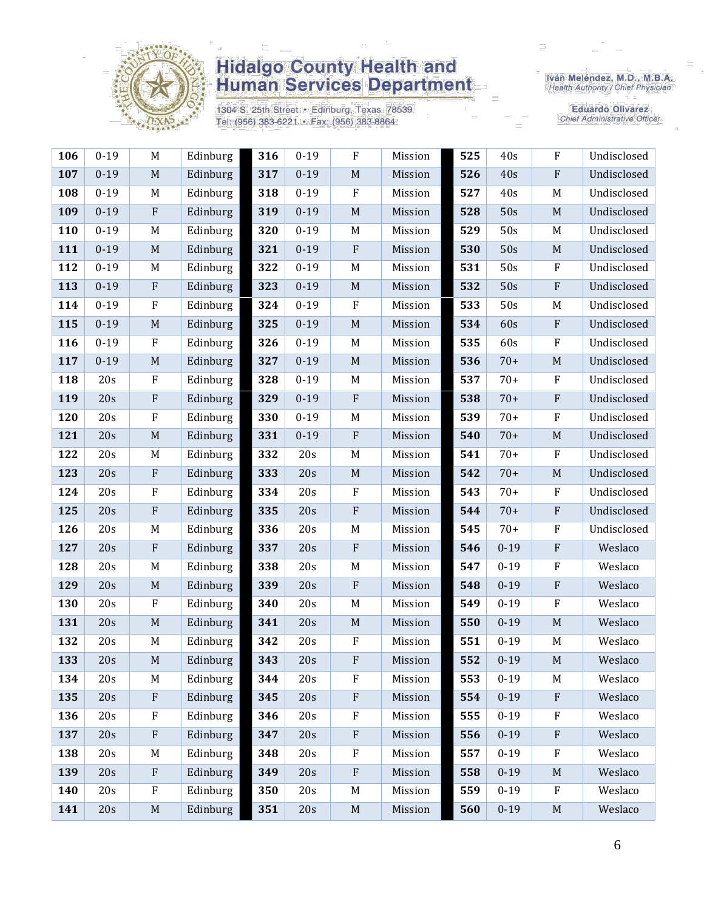| | | | |
|---|---|---|---|
| **106** | 0-19 | M | Edinburg |
| **107** | 0-19 | M | Edinburg |
| **108** | 0-19 | M | Edinburg |
| **109** | 0-19 | F | Edinburg |
| **110** | 0-19 | M | Edinburg |
| **111** | 0-19 | M | Edinburg |
| **112** | 0-19 | M | Edinburg |
| **113** | 0-19 | F | Edinburg |
| **114** | 0-19 | F | Edinburg |
| **115** | 0-19 | M | Edinburg |
| **116** | 0-19 | F | Edinburg |
| **117** | 0-19 | M | Edinburg |
| **118** | 20s | F | Edinburg |
| **119** | 20s | F | Edinburg |
| **120** | 20s | F | Edinburg |
| **121** | 20s | M | Edinburg |
| **122** | 20s | M | Edinburg |
| **123** | 20s | F | Edinburg |
| **124** | 20s | F | Edinburg |
| **125** | 20s | F | Edinburg |
| **126** | 20s | M | Edinburg |
| **127** | 20s | F | Edinburg |
| **128** | 20s | M | Edinburg |
| **129** | 20s | M | Edinburg |
| **130** | 20s | F | Edinburg |
| **131** | 20s | M | Edinburg |
| **132** | 20s | M | Edinburg |
| **133** | 20s | M | Edinburg |
| **134** | 20s | M | Edinburg |
| **135** | 20s | F | Edinburg |
| **136** | 20s | F | Edinburg |
| **137** | 20s | F | Edinburg |
| **138** | 20s | M | Edinburg |
| **139** | 20s | F | Edinburg |
| **140** | 20s | F | Edinburg |
| **141** | 20s | M | Edinburg |
| **316** | 0-19 | F | Mission |
| **317** | 0-19 | M | Mission |
| **318** | 0-19 | F | Mission |
| **319** | 0-19 | M | Mission |
| **320** | 0-19 | M | Mission |
| **321** | 0-19 | F | Mission |
| **322** | 0-19 | M | Mission |
| **323** | 0-19 | M | Mission |
| **324** | 0-19 | F | Mission |
| **325** | 0-19 | M | Mission |
| **326** | 0-19 | M | Mission |
| **327** | 0-19 | M | Mission |
| **328** | 0-19 | M | Mission |
| **329** | 0-19 | F | Mission |
| **330** | 0-19 | M | Mission |
| **331** | 0-19 | F | Mission |
| **332** | 20s | M | Mission |
| **333** | 20s | M | Mission |
| **334** | 20s | F | Mission |
| **335** | 20s | F | Mission |
| **336** | 20s | M | Mission |
| **337** | 20s | F | Mission |
| **338** | 20s | M | Mission |
| **339** | 20s | F | Mission |
| **340** | 20s | M | Mission |
| **341** | 20s | M | Mission |
| **342** | 20s | F | Mission |
| **343** | 20s | F | Mission |
| **344** | 20s | F | Mission |
| **345** | 20s | F | Mission |
| **346** | 20s | F | Mission |
| **347** | 20s | F | Mission |
| **348** | 20s | F | Mission |
| **349** | 20s | F | Mission |
| **350** | 20s | M | Mission |
| **351** | 20s | M | Mission |
| **525** | 40s | F | Undisclosed |
| **526** | 40s | F | Undisclosed |
| **527** | 40s | M | Undisclosed |
| **528** | 50s | M | Undisclosed |
| **529** | 50s | M | Undisclosed |
| **530** | 50s | M | Undisclosed |
| **531** | 50s | F | Undisclosed |
| **532** | 50s | F | Undisclosed |
| **533** | 50s | M | Undisclosed |
| **534** | 60s | F | Undisclosed |
| **535** | 60s | F | Undisclosed |
| **536** | 70+ | M | Undisclosed |
| **537** | 70+ | F | Undisclosed |
| **538** | 70+ | F | Undisclosed |
| **539** | 70+ | F | Undisclosed |
| **540** | 70+ | M | Undisclosed |
| **541** | 70+ | F | Undisclosed |
| **542** | 70+ | M | Undisclosed |
| **543** | 70+ | F | Undisclosed |
| **544** | 70+ | F | Undisclosed |
| **545** | 70+ | F | Undisclosed |
| **546** | 0-19 | F | Weslaco |
| **547** | 0-19 | F | Weslaco |
| **548** | 0-19 | F | Weslaco |
| **549** | 0-19 | F | Weslaco |
| **550** | 0-19 | M | Weslaco |
| **551** | 0-19 | M | Weslaco |
| **552** | 0-19 | M | Weslaco |
| **553** | 0-19 | M | Weslaco |
| **554** | 0-19 | F | Weslaco |
| **555** | 0-19 | F | Weslaco |
| **556** | 0-19 | F | Weslaco |
| **557** | 0-19 | F | Weslaco |
| **558** | 0-19 | M | Weslaco |
| **559** | 0-19 | F | Weslaco |
| **560** | 0-19 | M | Weslaco |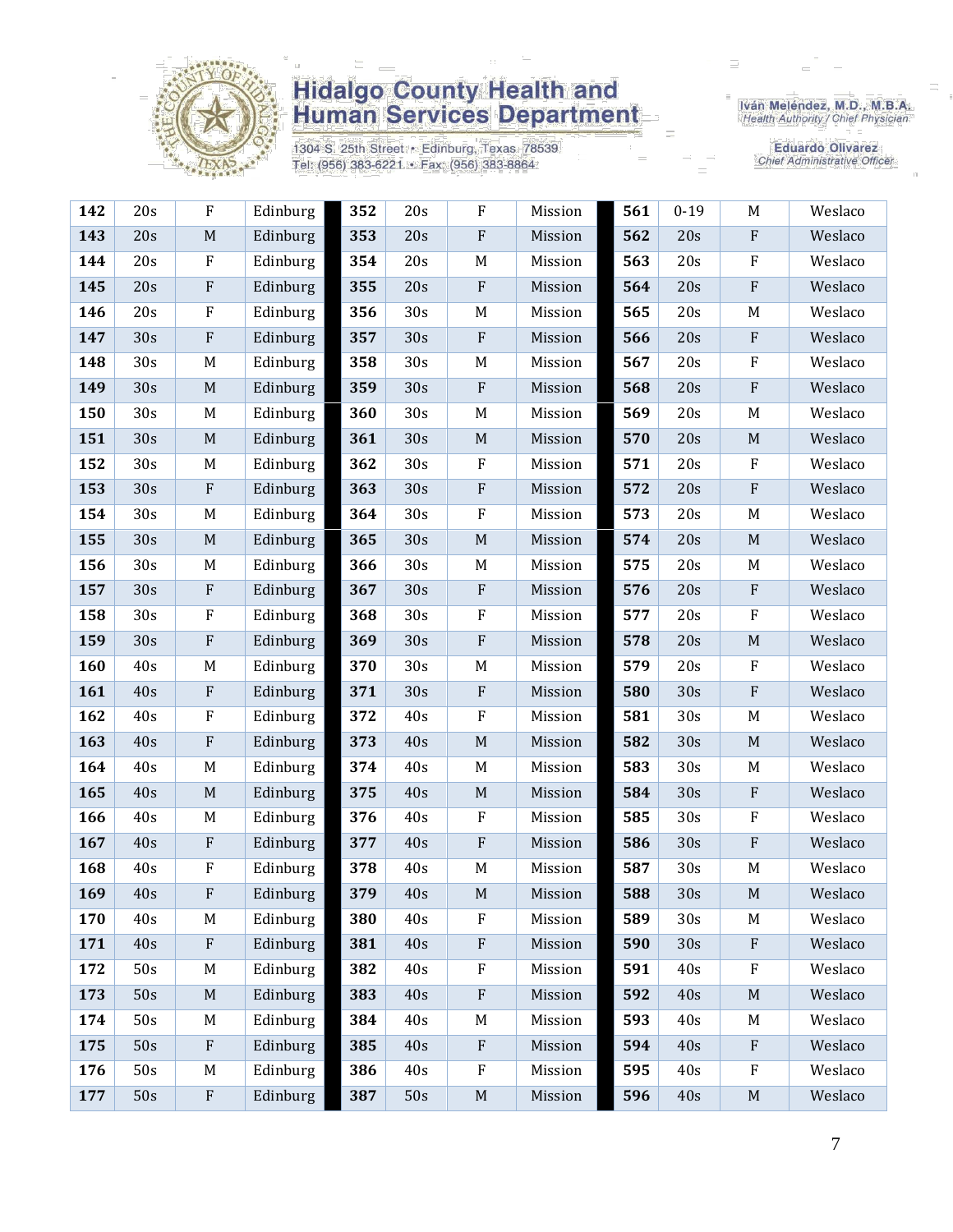Hidalgo County Health and Human Services Department

1304 S. 25th Street • Edinburg, Texas 78539
Tel: (956) 383-6221 • Fax: (956) 383-8864

Iván Meléndez, M.D., M.B.A.
Health Authority / Chief Physician

Eduardo Olivarez
Chief Administrative Officer

| | | | | | | | | | | | |
|---|---|---|---|---|---|---|---|---|---|---|---|
| **142** | 20s | F | Edinburg | **352** | 20s | F | Mission | **561** | 0-19 | M | Weslaco |
| **143** | 20s | M | Edinburg | **353** | 20s | F | Mission | **562** | 20s | F | Weslaco |
| **144** | 20s | F | Edinburg | **354** | 20s | M | Mission | **563** | 20s | F | Weslaco |
| **145** | 20s | F | Edinburg | **355** | 20s | F | Mission | **564** | 20s | F | Weslaco |
| **146** | 20s | F | Edinburg | **356** | 30s | M | Mission | **565** | 20s | M | Weslaco |
| **147** | 30s | F | Edinburg | **357** | 30s | F | Mission | **566** | 20s | F | Weslaco |
| **148** | 30s | M | Edinburg | **358** | 30s | M | Mission | **567** | 20s | F | Weslaco |
| **149** | 30s | M | Edinburg | **359** | 30s | F | Mission | **568** | 20s | F | Weslaco |
| **150** | 30s | M | Edinburg | **360** | 30s | M | Mission | **569** | 20s | M | Weslaco |
| **151** | 30s | M | Edinburg | **361** | 30s | M | Mission | **570** | 20s | M | Weslaco |
| **152** | 30s | M | Edinburg | **362** | 30s | F | Mission | **571** | 20s | F | Weslaco |
| **153** | 30s | F | Edinburg | **363** | 30s | F | Mission | **572** | 20s | F | Weslaco |
| **154** | 30s | M | Edinburg | **364** | 30s | F | Mission | **573** | 20s | M | Weslaco |
| **155** | 30s | M | Edinburg | **365** | 30s | M | Mission | **574** | 20s | M | Weslaco |
| **156** | 30s | M | Edinburg | **366** | 30s | M | Mission | **575** | 20s | M | Weslaco |
| **157** | 30s | F | Edinburg | **367** | 30s | F | Mission | **576** | 20s | F | Weslaco |
| **158** | 30s | F | Edinburg | **368** | 30s | F | Mission | **577** | 20s | F | Weslaco |
| **159** | 30s | F | Edinburg | **369** | 30s | F | Mission | **578** | 20s | M | Weslaco |
| **160** | 40s | M | Edinburg | **370** | 30s | M | Mission | **579** | 20s | F | Weslaco |
| **161** | 40s | F | Edinburg | **371** | 30s | F | Mission | **580** | 30s | F | Weslaco |
| **162** | 40s | F | Edinburg | **372** | 40s | F | Mission | **581** | 30s | M | Weslaco |
| **163** | 40s | F | Edinburg | **373** | 40s | M | Mission | **582** | 30s | M | Weslaco |
| **164** | 40s | M | Edinburg | **374** | 40s | M | Mission | **583** | 30s | M | Weslaco |
| **165** | 40s | M | Edinburg | **375** | 40s | M | Mission | **584** | 30s | F | Weslaco |
| **166** | 40s | M | Edinburg | **376** | 40s | F | Mission | **585** | 30s | F | Weslaco |
| **167** | 40s | F | Edinburg | **377** | 40s | F | Mission | **586** | 30s | F | Weslaco |
| **168** | 40s | F | Edinburg | **378** | 40s | M | Mission | **587** | 30s | M | Weslaco |
| **169** | 40s | F | Edinburg | **379** | 40s | M | Mission | **588** | 30s | M | Weslaco |
| **170** | 40s | M | Edinburg | **380** | 40s | F | Mission | **589** | 30s | M | Weslaco |
| **171** | 40s | F | Edinburg | **381** | 40s | F | Mission | **590** | 30s | F | Weslaco |
| **172** | 50s | M | Edinburg | **382** | 40s | F | Mission | **591** | 40s | F | Weslaco |
| **173** | 50s | M | Edinburg | **383** | 40s | F | Mission | **592** | 40s | M | Weslaco |
| **174** | 50s | M | Edinburg | **384** | 40s | M | Mission | **593** | 40s | M | Weslaco |
| **175** | 50s | F | Edinburg | **385** | 40s | F | Mission | **594** | 40s | F | Weslaco |
| **176** | 50s | M | Edinburg | **386** | 40s | F | Mission | **595** | 40s | F | Weslaco |
| **177** | 50s | F | Edinburg | **387** | 50s | M | Mission | **596** | 40s | M | Weslaco |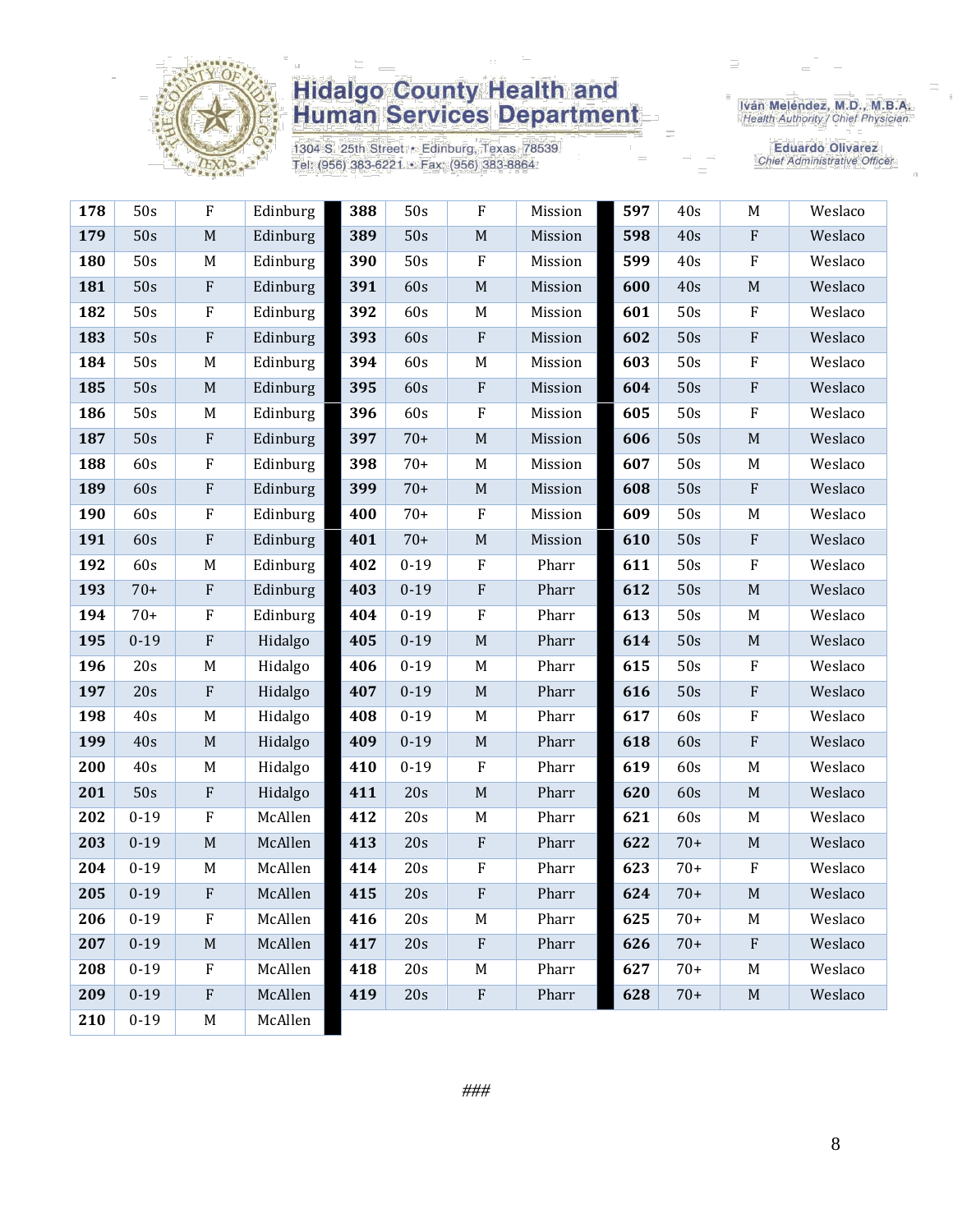| | | | | | | | | | | | |
|---|---|---|---|---|---|---|---|---|---|---|---|
| **178** | 50s | F | Edinburg | **388** | 50s | F | Mission | **597** | 40s | M | Weslaco |
| **179** | 50s | M | Edinburg | **389** | 50s | M | Mission | **598** | 40s | F | Weslaco |
| **180** | 50s | M | Edinburg | **390** | 50s | F | Mission | **599** | 40s | F | Weslaco |
| **181** | 50s | F | Edinburg | **391** | 60s | M | Mission | **600** | 40s | M | Weslaco |
| **182** | 50s | F | Edinburg | **392** | 60s | M | Mission | **601** | 50s | F | Weslaco |
| **183** | 50s | F | Edinburg | **393** | 60s | F | Mission | **602** | 50s | F | Weslaco |
| **184** | 50s | M | Edinburg | **394** | 60s | M | Mission | **603** | 50s | F | Weslaco |
| **185** | 50s | M | Edinburg | **395** | 60s | F | Mission | **604** | 50s | F | Weslaco |
| **186** | 50s | M | Edinburg | **396** | 60s | F | Mission | **605** | 50s | F | Weslaco |
| **187** | 50s | F | Edinburg | **397** | 70+ | M | Mission | **606** | 50s | M | Weslaco |
| **188** | 60s | F | Edinburg | **398** | 70+ | M | Mission | **607** | 50s | M | Weslaco |
| **189** | 60s | F | Edinburg | **399** | 70+ | M | Mission | **608** | 50s | F | Weslaco |
| **190** | 60s | F | Edinburg | **400** | 70+ | F | Mission | **609** | 50s | M | Weslaco |
| **191** | 60s | F | Edinburg | **401** | 70+ | M | Mission | **610** | 50s | F | Weslaco |
| **192** | 60s | M | Edinburg | **402** | 0-19 | F | Pharr | **611** | 50s | F | Weslaco |
| **193** | 70+ | F | Edinburg | **403** | 0-19 | F | Pharr | **612** | 50s | M | Weslaco |
| **194** | 70+ | F | Edinburg | **404** | 0-19 | F | Pharr | **613** | 50s | M | Weslaco |
| **195** | 0-19 | F | Hidalgo | **405** | 0-19 | M | Pharr | **614** | 50s | M | Weslaco |
| **196** | 20s | M | Hidalgo | **406** | 0-19 | M | Pharr | **615** | 50s | F | Weslaco |
| **197** | 20s | F | Hidalgo | **407** | 0-19 | M | Pharr | **616** | 50s | F | Weslaco |
| **198** | 40s | M | Hidalgo | **408** | 0-19 | M | Pharr | **617** | 60s | F | Weslaco |
| **199** | 40s | M | Hidalgo | **409** | 0-19 | M | Pharr | **618** | 60s | F | Weslaco |
| **200** | 40s | M | Hidalgo | **410** | 0-19 | F | Pharr | **619** | 60s | M | Weslaco |
| **201** | 50s | F | Hidalgo | **411** | 20s | M | Pharr | **620** | 60s | M | Weslaco |
| **202** | 0-19 | F | McAllen | **412** | 20s | M | Pharr | **621** | 60s | M | Weslaco |
| **203** | 0-19 | M | McAllen | **413** | 20s | F | Pharr | **622** | 70+ | M | Weslaco |
| **204** | 0-19 | M | McAllen | **414** | 20s | F | Pharr | **623** | 70+ | F | Weslaco |
| **205** | 0-19 | F | McAllen | **415** | 20s | F | Pharr | **624** | 70+ | M | Weslaco |
| **206** | 0-19 | F | McAllen | **416** | 20s | M | Pharr | **625** | 70+ | M | Weslaco |
| **207** | 0-19 | M | McAllen | **417** | 20s | F | Pharr | **626** | 70+ | F | Weslaco |
| **208** | 0-19 | F | McAllen | **418** | 20s | M | Pharr | **627** | 70+ | M | Weslaco |
| **209** | 0-19 | F | McAllen | **419** | 20s | F | Pharr | **628** | 70+ | M | Weslaco |
| **210** | 0-19 | M | McAllen | | | | | | | | |

###